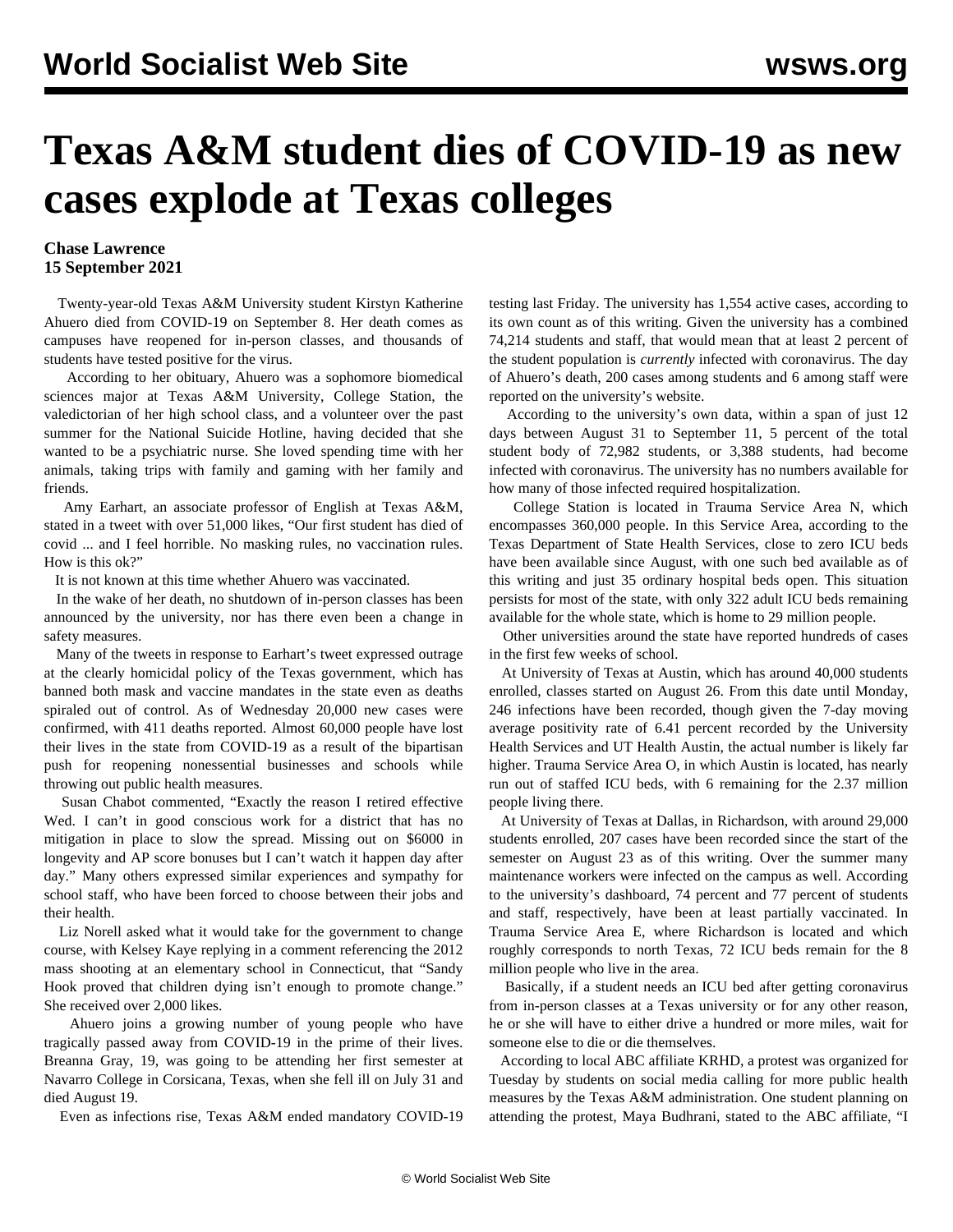# Texas A&M student dies of COVID-19 as new cases explode at Texas colleges

**Chase Lawrence**
**15 September 2021**

Twenty-year-old Texas A&M University student Kirstyn Katherine Ahuero died from COVID-19 on September 8. Her death comes as campuses have reopened for in-person classes, and thousands of students have tested positive for the virus.

According to her obituary, Ahuero was a sophomore biomedical sciences major at Texas A&M University, College Station, the valedictorian of her high school class, and a volunteer over the past summer for the National Suicide Hotline, having decided that she wanted to be a psychiatric nurse. She loved spending time with her animals, taking trips with family and gaming with her family and friends.

Amy Earhart, an associate professor of English at Texas A&M, stated in a tweet with over 51,000 likes, "Our first student has died of covid ... and I feel horrible. No masking rules, no vaccination rules. How is this ok?"

It is not known at this time whether Ahuero was vaccinated.

In the wake of her death, no shutdown of in-person classes has been announced by the university, nor has there even been a change in safety measures.

Many of the tweets in response to Earhart's tweet expressed outrage at the clearly homicidal policy of the Texas government, which has banned both mask and vaccine mandates in the state even as deaths spiraled out of control. As of Wednesday 20,000 new cases were confirmed, with 411 deaths reported. Almost 60,000 people have lost their lives in the state from COVID-19 as a result of the bipartisan push for reopening nonessential businesses and schools while throwing out public health measures.

Susan Chabot commented, "Exactly the reason I retired effective Wed. I can't in good conscious work for a district that has no mitigation in place to slow the spread. Missing out on $6000 in longevity and AP score bonuses but I can't watch it happen day after day." Many others expressed similar experiences and sympathy for school staff, who have been forced to choose between their jobs and their health.

Liz Norell asked what it would take for the government to change course, with Kelsey Kaye replying in a comment referencing the 2012 mass shooting at an elementary school in Connecticut, that "Sandy Hook proved that children dying isn't enough to promote change." She received over 2,000 likes.

Ahuero joins a growing number of young people who have tragically passed away from COVID-19 in the prime of their lives. Breanna Gray, 19, was going to be attending her first semester at Navarro College in Corsicana, Texas, when she fell ill on July 31 and died August 19.

Even as infections rise, Texas A&M ended mandatory COVID-19 testing last Friday. The university has 1,554 active cases, according to its own count as of this writing. Given the university has a combined 74,214 students and staff, that would mean that at least 2 percent of the student population is *currently* infected with coronavirus. The day of Ahuero's death, 200 cases among students and 6 among staff were reported on the university's website.

According to the university's own data, within a span of just 12 days between August 31 to September 11, 5 percent of the total student body of 72,982 students, or 3,388 students, had become infected with coronavirus. The university has no numbers available for how many of those infected required hospitalization.

College Station is located in Trauma Service Area N, which encompasses 360,000 people. In this Service Area, according to the Texas Department of State Health Services, close to zero ICU beds have been available since August, with one such bed available as of this writing and just 35 ordinary hospital beds open. This situation persists for most of the state, with only 322 adult ICU beds remaining available for the whole state, which is home to 29 million people.

Other universities around the state have reported hundreds of cases in the first few weeks of school.

At University of Texas at Austin, which has around 40,000 students enrolled, classes started on August 26. From this date until Monday, 246 infections have been recorded, though given the 7-day moving average positivity rate of 6.41 percent recorded by the University Health Services and UT Health Austin, the actual number is likely far higher. Trauma Service Area O, in which Austin is located, has nearly run out of staffed ICU beds, with 6 remaining for the 2.37 million people living there.

At University of Texas at Dallas, in Richardson, with around 29,000 students enrolled, 207 cases have been recorded since the start of the semester on August 23 as of this writing. Over the summer many maintenance workers were infected on the campus as well. According to the university's dashboard, 74 percent and 77 percent of students and staff, respectively, have been at least partially vaccinated. In Trauma Service Area E, where Richardson is located and which roughly corresponds to north Texas, 72 ICU beds remain for the 8 million people who live in the area.

Basically, if a student needs an ICU bed after getting coronavirus from in-person classes at a Texas university or for any other reason, he or she will have to either drive a hundred or more miles, wait for someone else to die or die themselves.

According to local ABC affiliate KRHD, a protest was organized for Tuesday by students on social media calling for more public health measures by the Texas A&M administration. One student planning on attending the protest, Maya Budhrani, stated to the ABC affiliate, "I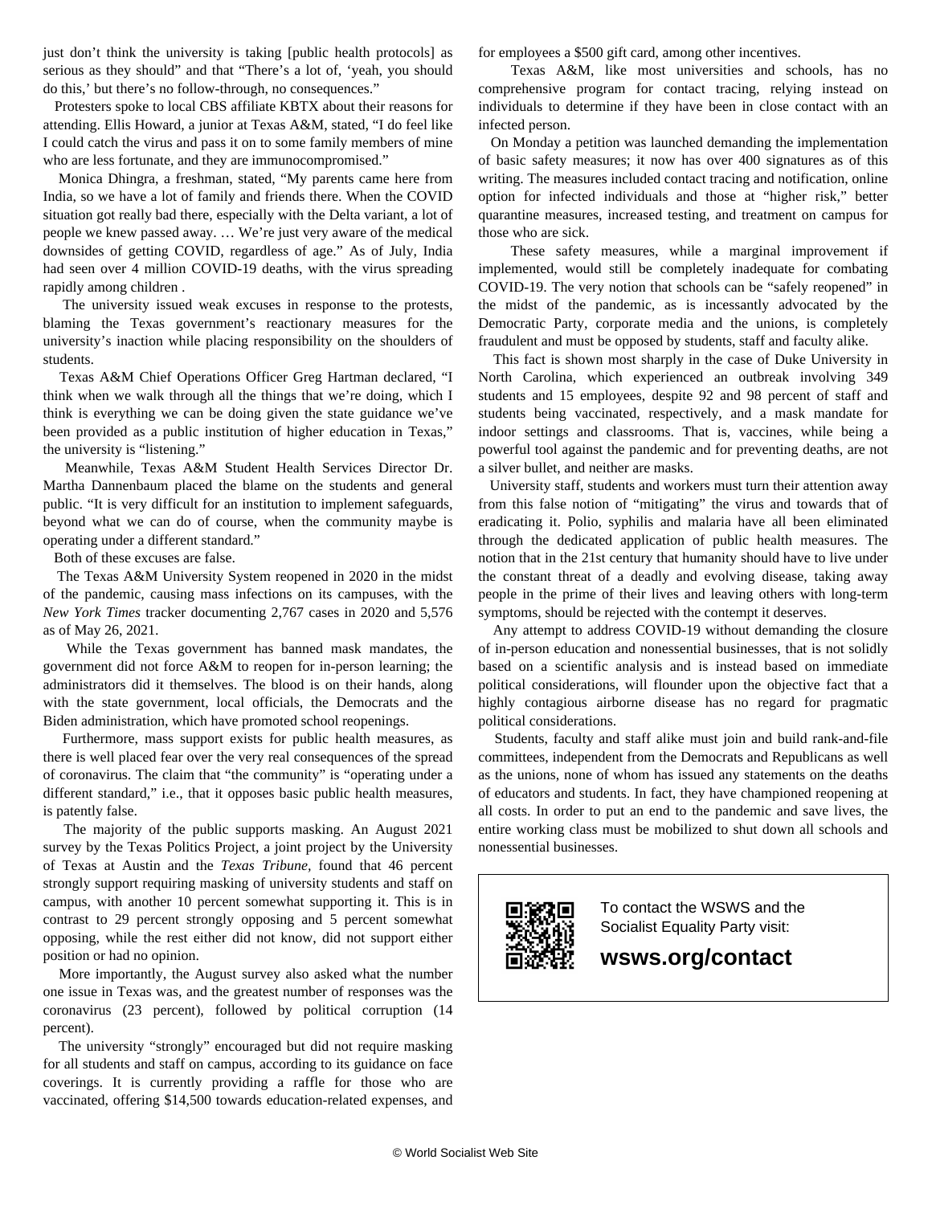just don't think the university is taking [public health protocols] as serious as they should" and that "There's a lot of, 'yeah, you should do this,' but there's no follow-through, no consequences."

Protesters spoke to local CBS affiliate KBTX about their reasons for attending. Ellis Howard, a junior at Texas A&M, stated, "I do feel like I could catch the virus and pass it on to some family members of mine who are less fortunate, and they are immunocompromised."

Monica Dhingra, a freshman, stated, "My parents came here from India, so we have a lot of family and friends there. When the COVID situation got really bad there, especially with the Delta variant, a lot of people we knew passed away. … We're just very aware of the medical downsides of getting COVID, regardless of age." As of July, India had seen over 4 million COVID-19 deaths, with the virus spreading rapidly among children .

The university issued weak excuses in response to the protests, blaming the Texas government's reactionary measures for the university's inaction while placing responsibility on the shoulders of students.

Texas A&M Chief Operations Officer Greg Hartman declared, "I think when we walk through all the things that we're doing, which I think is everything we can be doing given the state guidance we've been provided as a public institution of higher education in Texas," the university is "listening."

Meanwhile, Texas A&M Student Health Services Director Dr. Martha Dannenbaum placed the blame on the students and general public. "It is very difficult for an institution to implement safeguards, beyond what we can do of course, when the community maybe is operating under a different standard."

Both of these excuses are false.

The Texas A&M University System reopened in 2020 in the midst of the pandemic, causing mass infections on its campuses, with the *New York Times* tracker documenting 2,767 cases in 2020 and 5,576 as of May 26, 2021.

While the Texas government has banned mask mandates, the government did not force A&M to reopen for in-person learning; the administrators did it themselves. The blood is on their hands, along with the state government, local officials, the Democrats and the Biden administration, which have promoted school reopenings.

Furthermore, mass support exists for public health measures, as there is well placed fear over the very real consequences of the spread of coronavirus. The claim that "the community" is "operating under a different standard," i.e., that it opposes basic public health measures, is patently false.

The majority of the public supports masking. An August 2021 survey by the Texas Politics Project, a joint project by the University of Texas at Austin and the *Texas Tribune*, found that 46 percent strongly support requiring masking of university students and staff on campus, with another 10 percent somewhat supporting it. This is in contrast to 29 percent strongly opposing and 5 percent somewhat opposing, while the rest either did not know, did not support either position or had no opinion.

More importantly, the August survey also asked what the number one issue in Texas was, and the greatest number of responses was the coronavirus (23 percent), followed by political corruption (14 percent).

The university "strongly" encouraged but did not require masking for all students and staff on campus, according to its guidance on face coverings. It is currently providing a raffle for those who are vaccinated, offering $14,500 towards education-related expenses, and for employees a $500 gift card, among other incentives.

Texas A&M, like most universities and schools, has no comprehensive program for contact tracing, relying instead on individuals to determine if they have been in close contact with an infected person.

On Monday a petition was launched demanding the implementation of basic safety measures; it now has over 400 signatures as of this writing. The measures included contact tracing and notification, online option for infected individuals and those at "higher risk," better quarantine measures, increased testing, and treatment on campus for those who are sick.

These safety measures, while a marginal improvement if implemented, would still be completely inadequate for combating COVID-19. The very notion that schools can be "safely reopened" in the midst of the pandemic, as is incessantly advocated by the Democratic Party, corporate media and the unions, is completely fraudulent and must be opposed by students, staff and faculty alike.

This fact is shown most sharply in the case of Duke University in North Carolina, which experienced an outbreak involving 349 students and 15 employees, despite 92 and 98 percent of staff and students being vaccinated, respectively, and a mask mandate for indoor settings and classrooms. That is, vaccines, while being a powerful tool against the pandemic and for preventing deaths, are not a silver bullet, and neither are masks.

University staff, students and workers must turn their attention away from this false notion of "mitigating" the virus and towards that of eradicating it. Polio, syphilis and malaria have all been eliminated through the dedicated application of public health measures. The notion that in the 21st century that humanity should have to live under the constant threat of a deadly and evolving disease, taking away people in the prime of their lives and leaving others with long-term symptoms, should be rejected with the contempt it deserves.

Any attempt to address COVID-19 without demanding the closure of in-person education and nonessential businesses, that is not solidly based on a scientific analysis and is instead based on immediate political considerations, will flounder upon the objective fact that a highly contagious airborne disease has no regard for pragmatic political considerations.

Students, faculty and staff alike must join and build rank-and-file committees, independent from the Democrats and Republicans as well as the unions, none of whom has issued any statements on the deaths of educators and students. In fact, they have championed reopening at all costs. In order to put an end to the pandemic and save lives, the entire working class must be mobilized to shut down all schools and nonessential businesses.

To contact the WSWS and the Socialist Equality Party visit:

**wsws.org/contact**